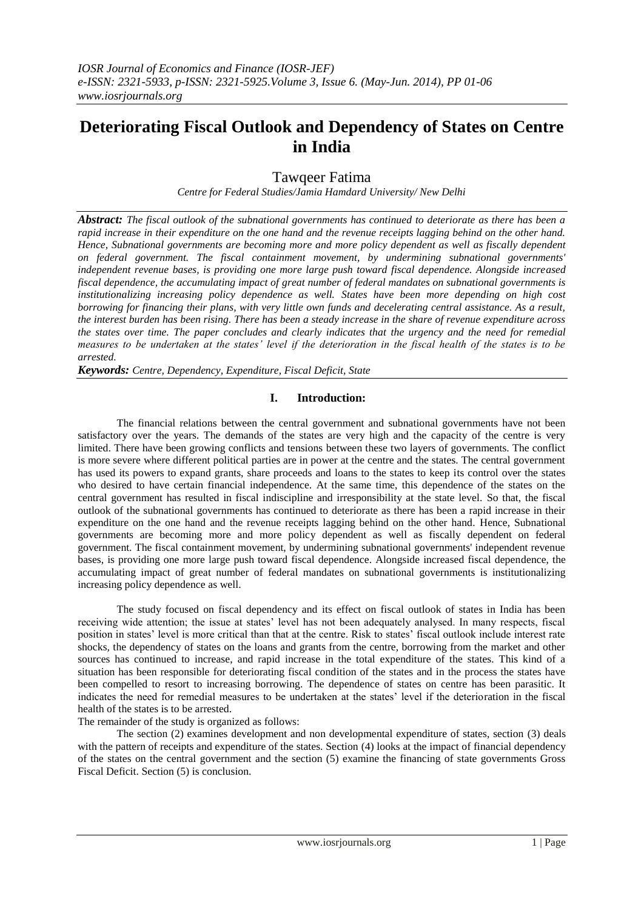# Deteriorating Fiscal Outlook and Dependency of States on Centre in India

Tawqeer Fatima

*Centre for Federal Studies/Jamia Hamdard University/ New Delhi*

***Abstract:*** *The fiscal outlook of the subnational governments has continued to deteriorate as there has been a rapid increase in their expenditure on the one hand and the revenue receipts lagging behind on the other hand. Hence, Subnational governments are becoming more and more policy dependent as well as fiscally dependent on federal government. The fiscal containment movement, by undermining subnational governments' independent revenue bases, is providing one more large push toward fiscal dependence. Alongside increased fiscal dependence, the accumulating impact of great number of federal mandates on subnational governments is institutionalizing increasing policy dependence as well. States have been more depending on high cost borrowing for financing their plans, with very little own funds and decelerating central assistance. As a result, the interest burden has been rising. There has been a steady increase in the share of revenue expenditure across the states over time. The paper concludes and clearly indicates that the urgency and the need for remedial measures to be undertaken at the states' level if the deterioration in the fiscal health of the states is to be arrested.*

***Keywords:*** *Centre, Dependency, Expenditure, Fiscal Deficit, State*

## I. Introduction:

The financial relations between the central government and subnational governments have not been satisfactory over the years. The demands of the states are very high and the capacity of the centre is very limited. There have been growing conflicts and tensions between these two layers of governments. The conflict is more severe where different political parties are in power at the centre and the states. The central government has used its powers to expand grants, share proceeds and loans to the states to keep its control over the states who desired to have certain financial independence. At the same time, this dependence of the states on the central government has resulted in fiscal indiscipline and irresponsibility at the state level. So that, the fiscal outlook of the subnational governments has continued to deteriorate as there has been a rapid increase in their expenditure on the one hand and the revenue receipts lagging behind on the other hand. Hence, Subnational governments are becoming more and more policy dependent as well as fiscally dependent on federal government. The fiscal containment movement, by undermining subnational governments' independent revenue bases, is providing one more large push toward fiscal dependence. Alongside increased fiscal dependence, the accumulating impact of great number of federal mandates on subnational governments is institutionalizing increasing policy dependence as well.

The study focused on fiscal dependency and its effect on fiscal outlook of states in India has been receiving wide attention; the issue at states' level has not been adequately analysed. In many respects, fiscal position in states' level is more critical than that at the centre. Risk to states' fiscal outlook include interest rate shocks, the dependency of states on the loans and grants from the centre, borrowing from the market and other sources has continued to increase, and rapid increase in the total expenditure of the states. This kind of a situation has been responsible for deteriorating fiscal condition of the states and in the process the states have been compelled to resort to increasing borrowing. The dependence of states on centre has been parasitic. It indicates the need for remedial measures to be undertaken at the states' level if the deterioration in the fiscal health of the states is to be arrested.

The remainder of the study is organized as follows:

The section (2) examines development and non developmental expenditure of states, section (3) deals with the pattern of receipts and expenditure of the states. Section (4) looks at the impact of financial dependency of the states on the central government and the section (5) examine the financing of state governments Gross Fiscal Deficit. Section (5) is conclusion.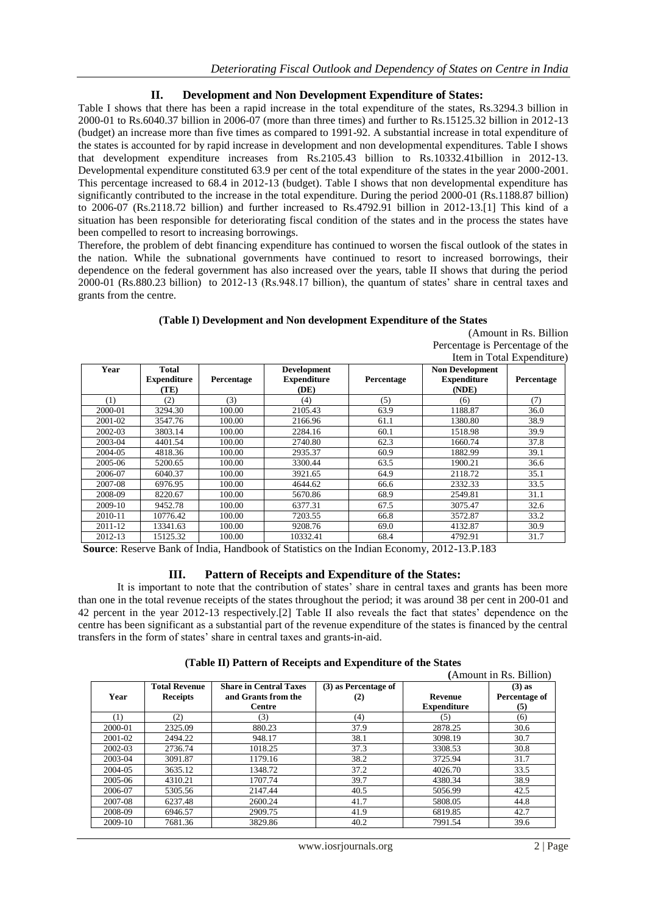## II. Development and Non Development Expenditure of States:

Table I shows that there has been a rapid increase in the total expenditure of the states, Rs.3294.3 billion in 2000-01 to Rs.6040.37 billion in 2006-07 (more than three times) and further to Rs.15125.32 billion in 2012-13 (budget) an increase more than five times as compared to 1991-92. A substantial increase in total expenditure of the states is accounted for by rapid increase in development and non developmental expenditures. Table I shows that development expenditure increases from Rs.2105.43 billion to Rs.10332.41billion in 2012-13. Developmental expenditure constituted 63.9 per cent of the total expenditure of the states in the year 2000-2001. This percentage increased to 68.4 in 2012-13 (budget). Table I shows that non developmental expenditure has significantly contributed to the increase in the total expenditure. During the period 2000-01 (Rs.1188.87 billion) to 2006-07 (Rs.2118.72 billion) and further increased to Rs.4792.91 billion in 2012-13.[1] This kind of a situation has been responsible for deteriorating fiscal condition of the states and in the process the states have been compelled to resort to increasing borrowings.

Therefore, the problem of debt financing expenditure has continued to worsen the fiscal outlook of the states in the nation. While the subnational governments have continued to resort to increased borrowings, their dependence on the federal government has also increased over the years, table II shows that during the period 2000-01 (Rs.880.23 billion) to 2012-13 (Rs.948.17 billion), the quantum of states' share in central taxes and grants from the centre.

**(Table I) Development and Non development Expenditure of the States**

(Amount in Rs. Billion Percentage is Percentage of the Item in Total Expenditure)

| Year | Total Expenditure (TE) | Percentage | Development Expenditure (DE) | Percentage | Non Development Expenditure (NDE) | Percentage |
|---|---|---|---|---|---|---|
| (1) | (2) | (3) | (4) | (5) | (6) | (7) |
| 2000-01 | 3294.30 | 100.00 | 2105.43 | 63.9 | 1188.87 | 36.0 |
| 2001-02 | 3547.76 | 100.00 | 2166.96 | 61.1 | 1380.80 | 38.9 |
| 2002-03 | 3803.14 | 100.00 | 2284.16 | 60.1 | 1518.98 | 39.9 |
| 2003-04 | 4401.54 | 100.00 | 2740.80 | 62.3 | 1660.74 | 37.8 |
| 2004-05 | 4818.36 | 100.00 | 2935.37 | 60.9 | 1882.99 | 39.1 |
| 2005-06 | 5200.65 | 100.00 | 3300.44 | 63.5 | 1900.21 | 36.6 |
| 2006-07 | 6040.37 | 100.00 | 3921.65 | 64.9 | 2118.72 | 35.1 |
| 2007-08 | 6976.95 | 100.00 | 4644.62 | 66.6 | 2332.33 | 33.5 |
| 2008-09 | 8220.67 | 100.00 | 5670.86 | 68.9 | 2549.81 | 31.1 |
| 2009-10 | 9452.78 | 100.00 | 6377.31 | 67.5 | 3075.47 | 32.6 |
| 2010-11 | 10776.42 | 100.00 | 7203.55 | 66.8 | 3572.87 | 33.2 |
| 2011-12 | 13341.63 | 100.00 | 9208.76 | 69.0 | 4132.87 | 30.9 |
| 2012-13 | 15125.32 | 100.00 | 10332.41 | 68.4 | 4792.91 | 31.7 |

**Source**: Reserve Bank of India, Handbook of Statistics on the Indian Economy, 2012-13.P.183

## III. Pattern of Receipts and Expenditure of the States:

It is important to note that the contribution of states' share in central taxes and grants has been more than one in the total revenue receipts of the states throughout the period; it was around 38 per cent in 200-01 and 42 percent in the year 2012-13 respectively.[2] Table II also reveals the fact that states' dependence on the centre has been significant as a substantial part of the revenue expenditure of the states is financed by the central transfers in the form of states' share in central taxes and grants-in-aid.

**(Table II) Pattern of Receipts and Expenditure of the States**

(Amount in Rs. Billion)

| Year | Total Revenue Receipts | Share in Central Taxes and Grants from the Centre | (3) as Percentage of (2) | Revenue Expenditure | (3) as Percentage of (5) |
|---|---|---|---|---|---|
| (1) | (2) | (3) | (4) | (5) | (6) |
| 2000-01 | 2325.09 | 880.23 | 37.9 | 2878.25 | 30.6 |
| 2001-02 | 2494.22 | 948.17 | 38.1 | 3098.19 | 30.7 |
| 2002-03 | 2736.74 | 1018.25 | 37.3 | 3308.53 | 30.8 |
| 2003-04 | 3091.87 | 1179.16 | 38.2 | 3725.94 | 31.7 |
| 2004-05 | 3635.12 | 1348.72 | 37.2 | 4026.70 | 33.5 |
| 2005-06 | 4310.21 | 1707.74 | 39.7 | 4380.34 | 38.9 |
| 2006-07 | 5305.56 | 2147.44 | 40.5 | 5056.99 | 42.5 |
| 2007-08 | 6237.48 | 2600.24 | 41.7 | 5808.05 | 44.8 |
| 2008-09 | 6946.57 | 2909.75 | 41.9 | 6819.85 | 42.7 |
| 2009-10 | 7681.36 | 3829.86 | 40.2 | 7991.54 | 39.6 |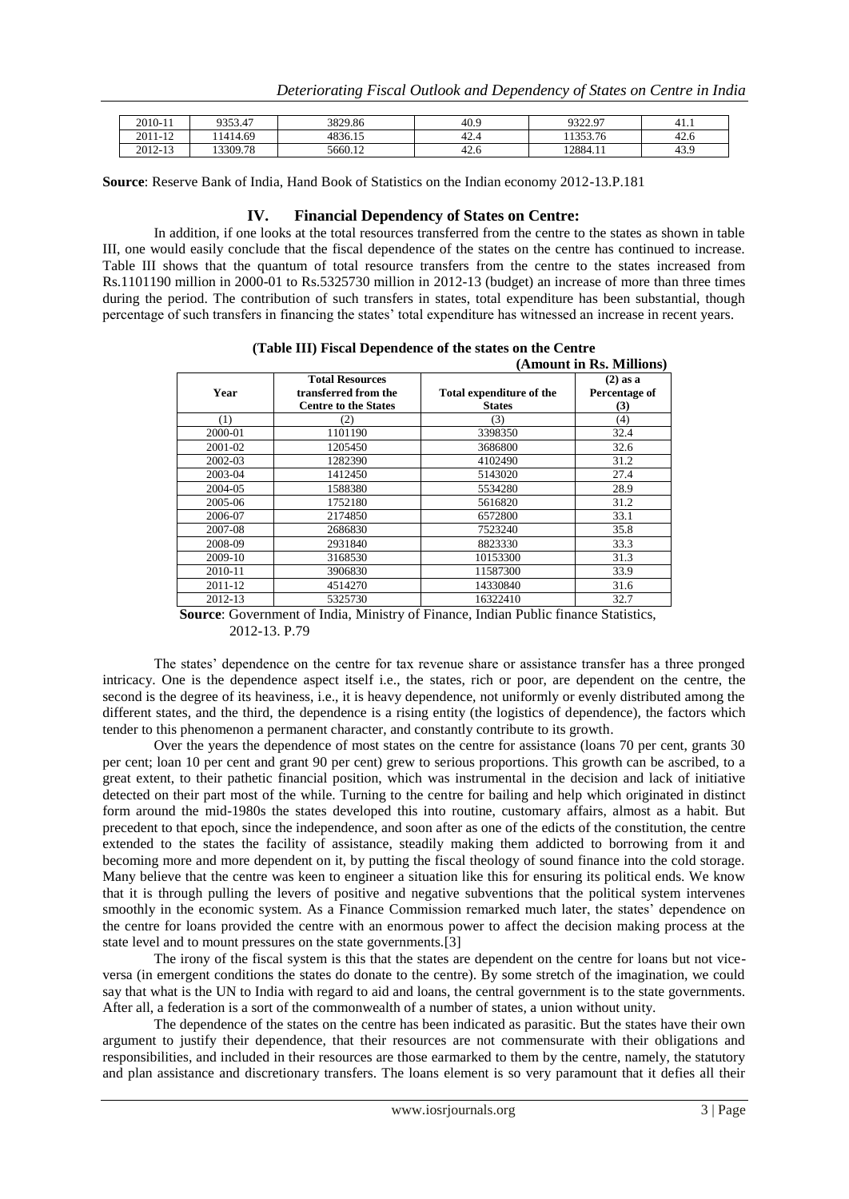| 2010-11 | 9353.47 | 3829.86 | 40.9 | 9322.97 | 41.1 |
|---|---|---|---|---|---|
| 2011-12 | 11414.69 | 4836.15 | 42.4 | 11353.76 | 42.6 |
| 2012-13 | 13309.78 | 5660.12 | 42.6 | 12884.11 | 43.9 |

**Source**: Reserve Bank of India, Hand Book of Statistics on the Indian economy 2012-13.P.181

## IV. Financial Dependency of States on Centre:

In addition, if one looks at the total resources transferred from the centre to the states as shown in table III, one would easily conclude that the fiscal dependence of the states on the centre has continued to increase. Table III shows that the quantum of total resource transfers from the centre to the states increased from Rs.1101190 million in 2000-01 to Rs.5325730 million in 2012-13 (budget) an increase of more than three times during the period. The contribution of such transfers in states, total expenditure has been substantial, though percentage of such transfers in financing the states' total expenditure has witnessed an increase in recent years.

**(Table III) Fiscal Dependence of the states on the Centre**

**(Amount in Rs. Millions)**

| Year | Total Resources transferred from the Centre to the States | Total expenditure of the States | (2) as a Percentage of (3) |
|---|---|---|---|
| (1) | (2) | (3) | (4) |
| 2000-01 | 1101190 | 3398350 | 32.4 |
| 2001-02 | 1205450 | 3686800 | 32.6 |
| 2002-03 | 1282390 | 4102490 | 31.2 |
| 2003-04 | 1412450 | 5143020 | 27.4 |
| 2004-05 | 1588380 | 5534280 | 28.9 |
| 2005-06 | 1752180 | 5616820 | 31.2 |
| 2006-07 | 2174850 | 6572800 | 33.1 |
| 2007-08 | 2686830 | 7523240 | 35.8 |
| 2008-09 | 2931840 | 8823330 | 33.3 |
| 2009-10 | 3168530 | 10153300 | 31.3 |
| 2010-11 | 3906830 | 11587300 | 33.9 |
| 2011-12 | 4514270 | 14330840 | 31.6 |
| 2012-13 | 5325730 | 16322410 | 32.7 |

**Source**: Government of India, Ministry of Finance, Indian Public finance Statistics, 2012-13. P.79

The states' dependence on the centre for tax revenue share or assistance transfer has a three pronged intricacy. One is the dependence aspect itself i.e., the states, rich or poor, are dependent on the centre, the second is the degree of its heaviness, i.e., it is heavy dependence, not uniformly or evenly distributed among the different states, and the third, the dependence is a rising entity (the logistics of dependence), the factors which tender to this phenomenon a permanent character, and constantly contribute to its growth.

Over the years the dependence of most states on the centre for assistance (loans 70 per cent, grants 30 per cent; loan 10 per cent and grant 90 per cent) grew to serious proportions. This growth can be ascribed, to a great extent, to their pathetic financial position, which was instrumental in the decision and lack of initiative detected on their part most of the while. Turning to the centre for bailing and help which originated in distinct form around the mid-1980s the states developed this into routine, customary affairs, almost as a habit. But precedent to that epoch, since the independence, and soon after as one of the edicts of the constitution, the centre extended to the states the facility of assistance, steadily making them addicted to borrowing from it and becoming more and more dependent on it, by putting the fiscal theology of sound finance into the cold storage. Many believe that the centre was keen to engineer a situation like this for ensuring its political ends. We know that it is through pulling the levers of positive and negative subventions that the political system intervenes smoothly in the economic system. As a Finance Commission remarked much later, the states' dependence on the centre for loans provided the centre with an enormous power to affect the decision making process at the state level and to mount pressures on the state governments.[3]

The irony of the fiscal system is this that the states are dependent on the centre for loans but not vice-versa (in emergent conditions the states do donate to the centre). By some stretch of the imagination, we could say that what is the UN to India with regard to aid and loans, the central government is to the state governments. After all, a federation is a sort of the commonwealth of a number of states, a union without unity.

The dependence of the states on the centre has been indicated as parasitic. But the states have their own argument to justify their dependence, that their resources are not commensurate with their obligations and responsibilities, and included in their resources are those earmarked to them by the centre, namely, the statutory and plan assistance and discretionary transfers. The loans element is so very paramount that it defies all their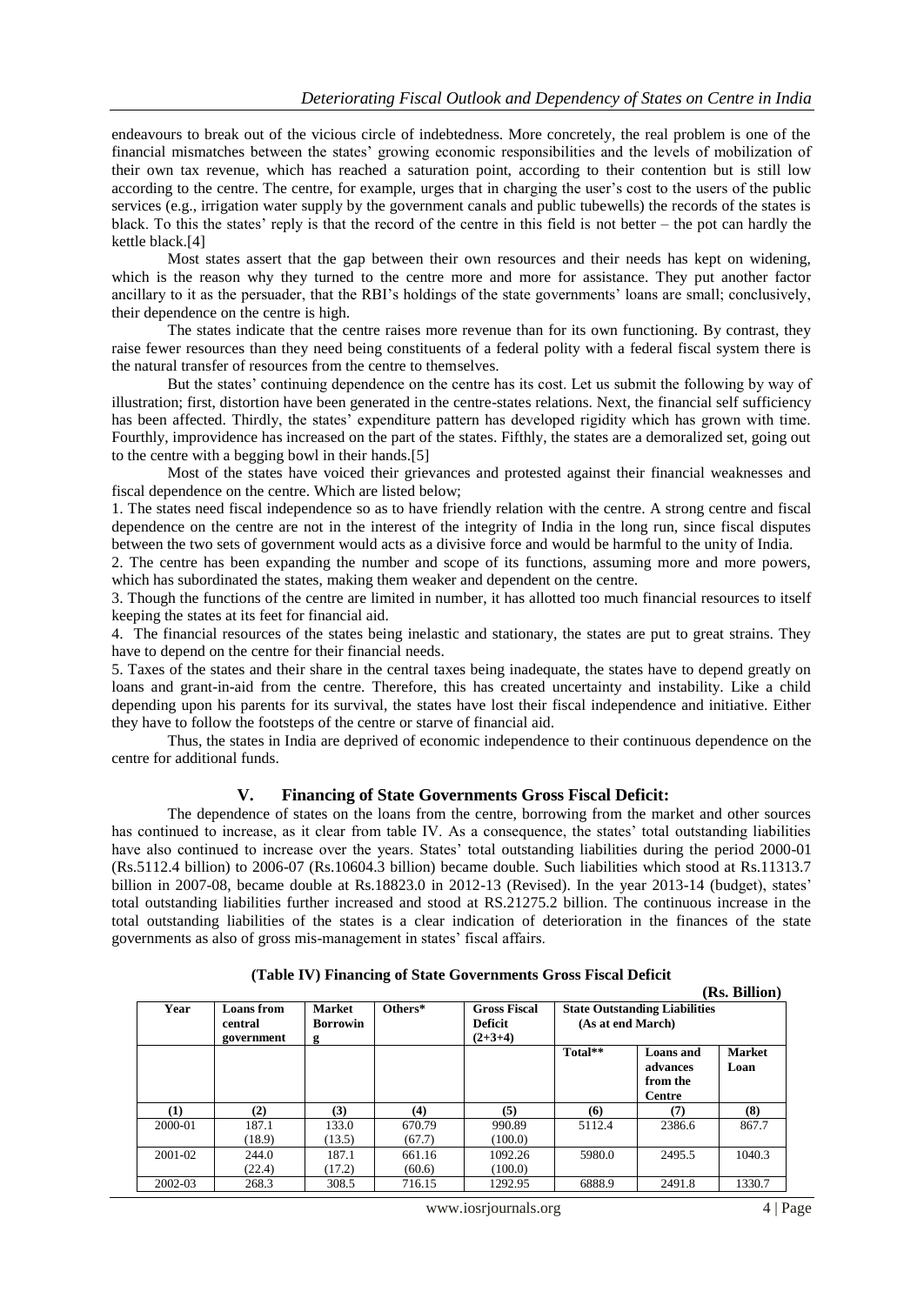endeavours to break out of the vicious circle of indebtedness. More concretely, the real problem is one of the financial mismatches between the states' growing economic responsibilities and the levels of mobilization of their own tax revenue, which has reached a saturation point, according to their contention but is still low according to the centre. The centre, for example, urges that in charging the user's cost to the users of the public services (e.g., irrigation water supply by the government canals and public tubewells) the records of the states is black. To this the states' reply is that the record of the centre in this field is not better – the pot can hardly the kettle black.[4]

Most states assert that the gap between their own resources and their needs has kept on widening, which is the reason why they turned to the centre more and more for assistance. They put another factor ancillary to it as the persuader, that the RBI's holdings of the state governments' loans are small; conclusively, their dependence on the centre is high.

The states indicate that the centre raises more revenue than for its own functioning. By contrast, they raise fewer resources than they need being constituents of a federal polity with a federal fiscal system there is the natural transfer of resources from the centre to themselves.

But the states' continuing dependence on the centre has its cost. Let us submit the following by way of illustration; first, distortion have been generated in the centre-states relations. Next, the financial self sufficiency has been affected. Thirdly, the states' expenditure pattern has developed rigidity which has grown with time. Fourthly, improvidence has increased on the part of the states. Fifthly, the states are a demoralized set, going out to the centre with a begging bowl in their hands.[5]

Most of the states have voiced their grievances and protested against their financial weaknesses and fiscal dependence on the centre. Which are listed below;

1. The states need fiscal independence so as to have friendly relation with the centre. A strong centre and fiscal dependence on the centre are not in the interest of the integrity of India in the long run, since fiscal disputes between the two sets of government would acts as a divisive force and would be harmful to the unity of India.
2. The centre has been expanding the number and scope of its functions, assuming more and more powers, which has subordinated the states, making them weaker and dependent on the centre.
3. Though the functions of the centre are limited in number, it has allotted too much financial resources to itself keeping the states at its feet for financial aid.
4. The financial resources of the states being inelastic and stationary, the states are put to great strains. They have to depend on the centre for their financial needs.
5. Taxes of the states and their share in the central taxes being inadequate, the states have to depend greatly on loans and grant-in-aid from the centre. Therefore, this has created uncertainty and instability. Like a child depending upon his parents for its survival, the states have lost their fiscal independence and initiative. Either they have to follow the footsteps of the centre or starve of financial aid.

Thus, the states in India are deprived of economic independence to their continuous dependence on the centre for additional funds.

## V. Financing of State Governments Gross Fiscal Deficit:

The dependence of states on the loans from the centre, borrowing from the market and other sources has continued to increase, as it clear from table IV. As a consequence, the states' total outstanding liabilities have also continued to increase over the years. States' total outstanding liabilities during the period 2000-01 (Rs.5112.4 billion) to 2006-07 (Rs.10604.3 billion) became double. Such liabilities which stood at Rs.11313.7 billion in 2007-08, became double at Rs.18823.0 in 2012-13 (Revised). In the year 2013-14 (budget), states' total outstanding liabilities further increased and stood at RS.21275.2 billion. The continuous increase in the total outstanding liabilities of the states is a clear indication of deterioration in the finances of the state governments as also of gross mis-management in states' fiscal affairs.

**(Table IV) Financing of State Governments Gross Fiscal Deficit**

(Rs. Billion)

| Year | Loans from central government | Market Borrowing | Others* | Gross Fiscal Deficit (2+3+4) | State Outstanding Liabilities (As at end March) | | |
|---|---|---|---|---|---|---|---|
| | | | | | Total** | Loans and advances from the Centre | Market Loan |
| (1) | (2) | (3) | (4) | (5) | (6) | (7) | (8) |
| 2000-01 | 187.1 (18.9) | 133.0 (13.5) | 670.79 (67.7) | 990.89 (100.0) | 5112.4 | 2386.6 | 867.7 |
| 2001-02 | 244.0 (22.4) | 187.1 (17.2) | 661.16 (60.6) | 1092.26 (100.0) | 5980.0 | 2495.5 | 1040.3 |
| 2002-03 | 268.3 | 308.5 | 716.15 | 1292.95 | 6888.9 | 2491.8 | 1330.7 |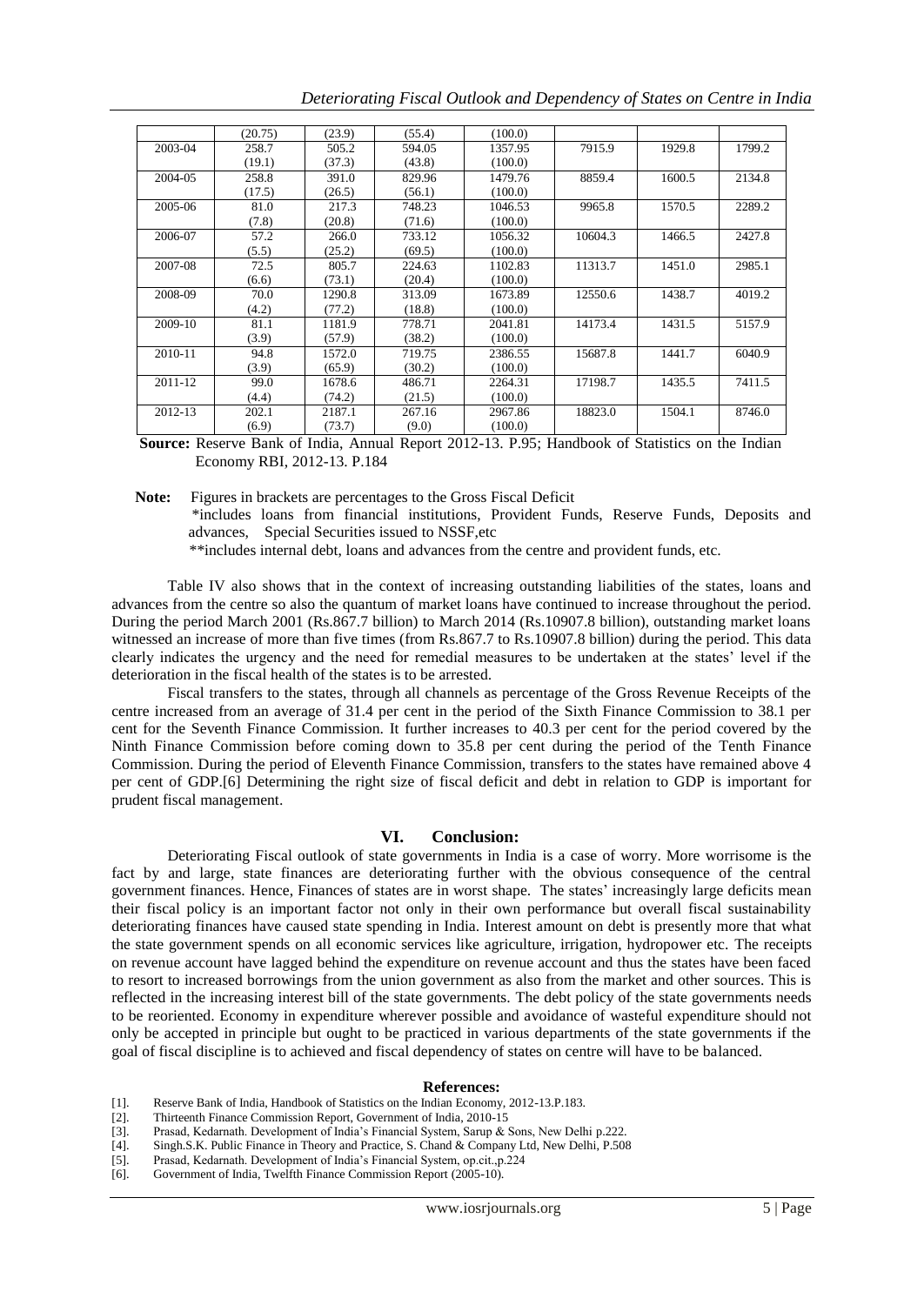|  | (20.75) | (23.9) | (55.4) | (100.0) |  |  |  |
|---|---|---|---|---|---|---|---|
| 2003-04 | 258.7<br>(19.1) | 505.2<br>(37.3) | 594.05<br>(43.8) | 1357.95<br>(100.0) | 7915.9 | 1929.8 | 1799.2 |
| 2004-05 | 258.8<br>(17.5) | 391.0<br>(26.5) | 829.96<br>(56.1) | 1479.76<br>(100.0) | 8859.4 | 1600.5 | 2134.8 |
| 2005-06 | 81.0<br>(7.8) | 217.3<br>(20.8) | 748.23<br>(71.6) | 1046.53<br>(100.0) | 9965.8 | 1570.5 | 2289.2 |
| 2006-07 | 57.2<br>(5.5) | 266.0<br>(25.2) | 733.12<br>(69.5) | 1056.32<br>(100.0) | 10604.3 | 1466.5 | 2427.8 |
| 2007-08 | 72.5<br>(6.6) | 805.7<br>(73.1) | 224.63<br>(20.4) | 1102.83<br>(100.0) | 11313.7 | 1451.0 | 2985.1 |
| 2008-09 | 70.0<br>(4.2) | 1290.8<br>(77.2) | 313.09<br>(18.8) | 1673.89<br>(100.0) | 12550.6 | 1438.7 | 4019.2 |
| 2009-10 | 81.1<br>(3.9) | 1181.9<br>(57.9) | 778.71<br>(38.2) | 2041.81<br>(100.0) | 14173.4 | 1431.5 | 5157.9 |
| 2010-11 | 94.8<br>(3.9) | 1572.0<br>(65.9) | 719.75<br>(30.2) | 2386.55<br>(100.0) | 15687.8 | 1441.7 | 6040.9 |
| 2011-12 | 99.0<br>(4.4) | 1678.6<br>(74.2) | 486.71<br>(21.5) | 2264.31<br>(100.0) | 17198.7 | 1435.5 | 7411.5 |
| 2012-13 | 202.1<br>(6.9) | 2187.1<br>(73.7) | 267.16<br>(9.0) | 2967.86<br>(100.0) | 18823.0 | 1504.1 | 8746.0 |

**Source:** Reserve Bank of India, Annual Report 2012-13. P.95; Handbook of Statistics on the Indian Economy RBI, 2012-13. P.184

**Note:** Figures in brackets are percentages to the Gross Fiscal Deficit

*includes loans from financial institutions, Provident Funds, Reserve Funds, Deposits and advances, Special Securities issued to NSSF,etc

**includes internal debt, loans and advances from the centre and provident funds, etc.

Table IV also shows that in the context of increasing outstanding liabilities of the states, loans and advances from the centre so also the quantum of market loans have continued to increase throughout the period. During the period March 2001 (Rs.867.7 billion) to March 2014 (Rs.10907.8 billion), outstanding market loans witnessed an increase of more than five times (from Rs.867.7 to Rs.10907.8 billion) during the period. This data clearly indicates the urgency and the need for remedial measures to be undertaken at the states' level if the deterioration in the fiscal health of the states is to be arrested.

Fiscal transfers to the states, through all channels as percentage of the Gross Revenue Receipts of the centre increased from an average of 31.4 per cent in the period of the Sixth Finance Commission to 38.1 per cent for the Seventh Finance Commission. It further increases to 40.3 per cent for the period covered by the Ninth Finance Commission before coming down to 35.8 per cent during the period of the Tenth Finance Commission. During the period of Eleventh Finance Commission, transfers to the states have remained above 4 per cent of GDP.[6] Determining the right size of fiscal deficit and debt in relation to GDP is important for prudent fiscal management.

## VI. Conclusion:

Deteriorating Fiscal outlook of state governments in India is a case of worry. More worrisome is the fact by and large, state finances are deteriorating further with the obvious consequence of the central government finances. Hence, Finances of states are in worst shape. The states' increasingly large deficits mean their fiscal policy is an important factor not only in their own performance but overall fiscal sustainability deteriorating finances have caused state spending in India. Interest amount on debt is presently more that what the state government spends on all economic services like agriculture, irrigation, hydropower etc. The receipts on revenue account have lagged behind the expenditure on revenue account and thus the states have been faced to resort to increased borrowings from the union government as also from the market and other sources. This is reflected in the increasing interest bill of the state governments. The debt policy of the state governments needs to be reoriented. Economy in expenditure wherever possible and avoidance of wasteful expenditure should not only be accepted in principle but ought to be practiced in various departments of the state governments if the goal of fiscal discipline is to achieved and fiscal dependency of states on centre will have to be balanced.

### References:

[1]. Reserve Bank of India, Handbook of Statistics on the Indian Economy, 2012-13.P.183.
[2]. Thirteenth Finance Commission Report, Government of India, 2010-15
[3]. Prasad, Kedarnath. Development of India's Financial System, Sarup & Sons, New Delhi p.222.
[4]. Singh.S.K. Public Finance in Theory and Practice, S. Chand & Company Ltd, New Delhi, P.508
[5]. Prasad, Kedarnath. Development of India's Financial System, op.cit.,p.224
[6]. Government of India, Twelfth Finance Commission Report (2005-10).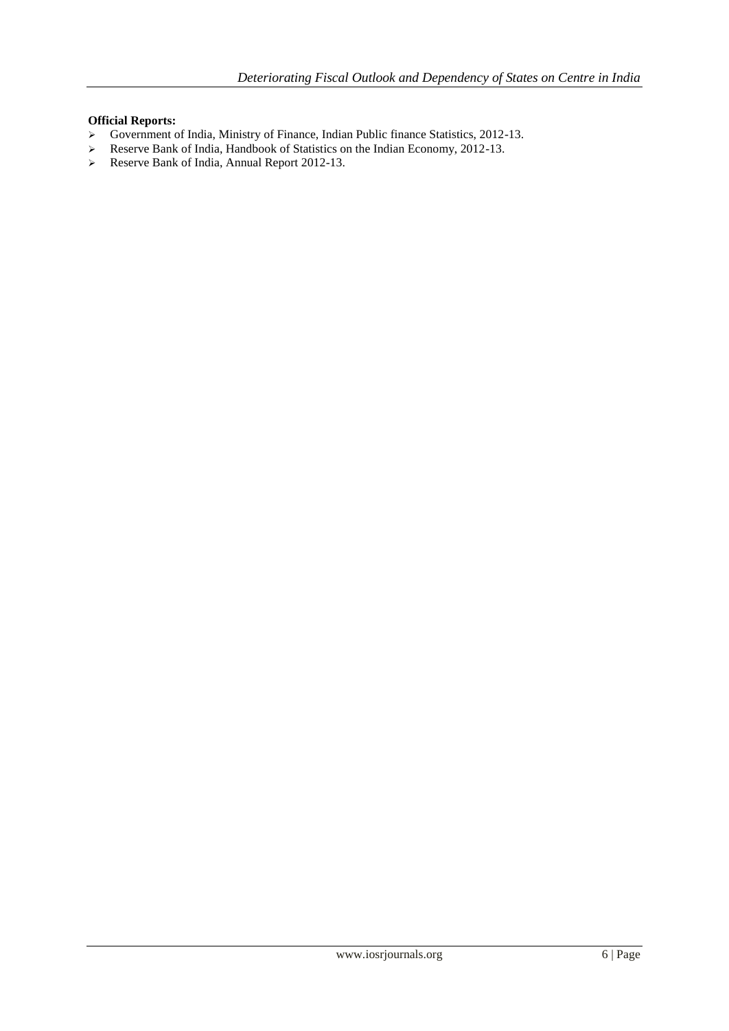**Official Reports:**

- Government of India, Ministry of Finance, Indian Public finance Statistics, 2012-13.
- Reserve Bank of India, Handbook of Statistics on the Indian Economy, 2012-13.
- Reserve Bank of India, Annual Report 2012-13.